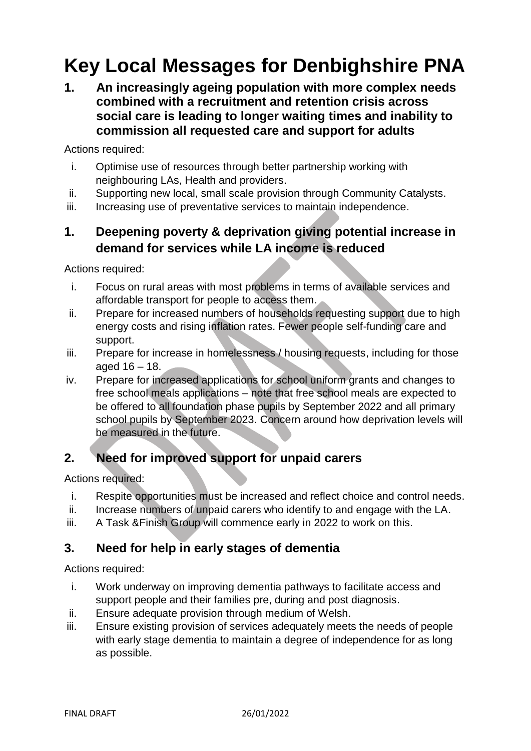# Key Local Messages for Denbighshire PNA

## 1. An increasingly ageing population with more complex needs combined with a recruitment and retention crisis across social care is leading to longer waiting times and inability to commission all requested care and support for adults

Actions required:

i. Optimise use of resources through better partnership working with neighbouring LAs, Health and providers.
ii. Supporting new local, small scale provision through Community Catalysts.
iii. Increasing use of preventative services to maintain independence.

## 1. Deepening poverty & deprivation giving potential increase in demand for services while LA income is reduced

Actions required:

i. Focus on rural areas with most problems in terms of available services and affordable transport for people to access them.
ii. Prepare for increased numbers of households requesting support due to high energy costs and rising inflation rates. Fewer people self-funding care and support.
iii. Prepare for increase in homelessness / housing requests, including for those aged 16 – 18.
iv. Prepare for increased applications for school uniform grants and changes to free school meals applications – note that free school meals are expected to be offered to all foundation phase pupils by September 2022 and all primary school pupils by September 2023. Concern around how deprivation levels will be measured in the future.

## 2. Need for improved support for unpaid carers

Actions required:

i. Respite opportunities must be increased and reflect choice and control needs.
ii. Increase numbers of unpaid carers who identify to and engage with the LA.
iii. A Task &Finish Group will commence early in 2022 to work on this.

## 3. Need for help in early stages of dementia

Actions required:

i. Work underway on improving dementia pathways to facilitate access and support people and their families pre, during and post diagnosis.
ii. Ensure adequate provision through medium of Welsh.
iii. Ensure existing provision of services adequately meets the needs of people with early stage dementia to maintain a degree of independence for as long as possible.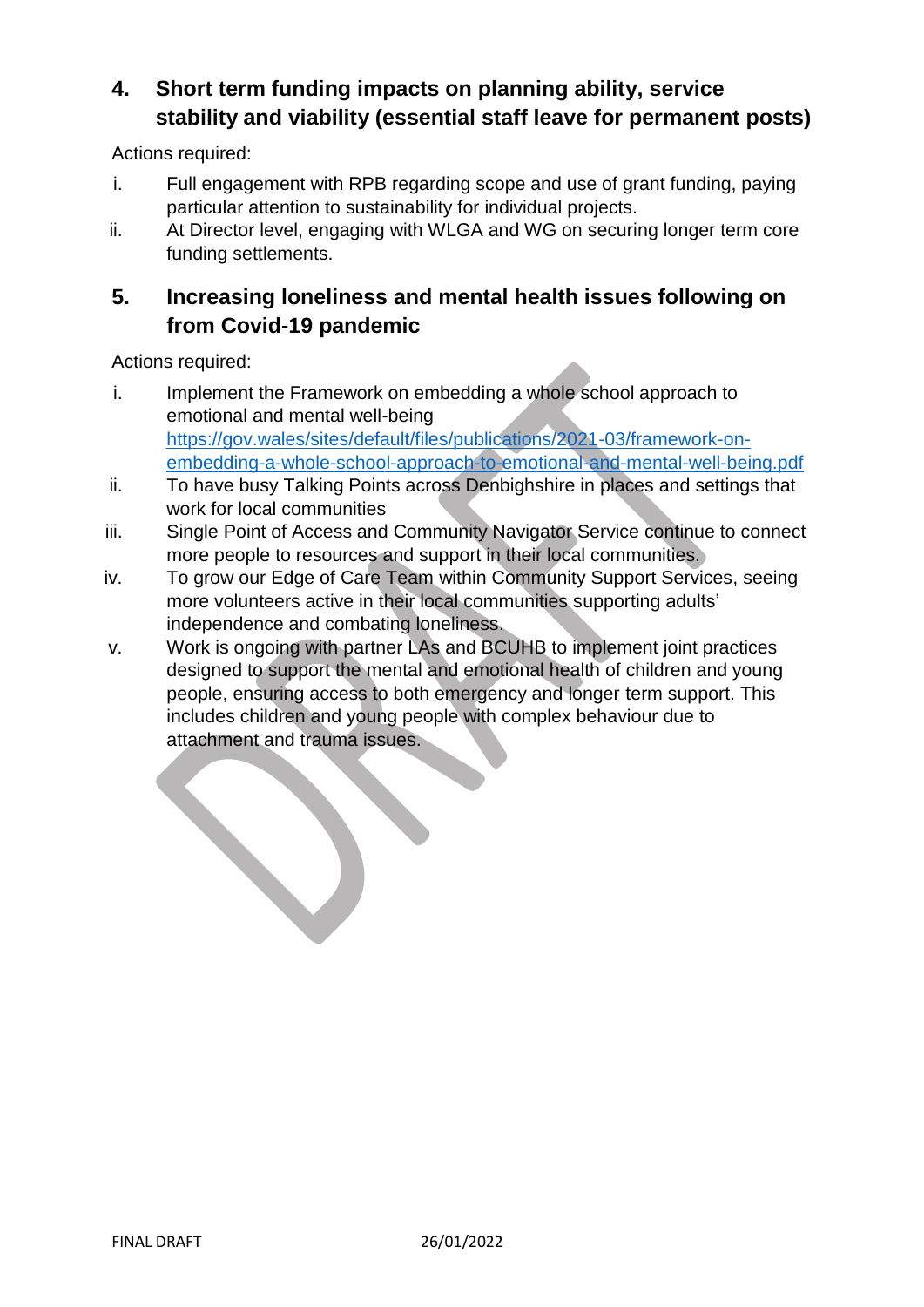## 4. Short term funding impacts on planning ability, service stability and viability (essential staff leave for permanent posts)

Actions required:

i. Full engagement with RPB regarding scope and use of grant funding, paying particular attention to sustainability for individual projects.
ii. At Director level, engaging with WLGA and WG on securing longer term core funding settlements.

## 5. Increasing loneliness and mental health issues following on from Covid-19 pandemic

Actions required:

i. Implement the Framework on embedding a whole school approach to emotional and mental well-being https://gov.wales/sites/default/files/publications/2021-03/framework-on-embedding-a-whole-school-approach-to-emotional-and-mental-well-being.pdf
ii. To have busy Talking Points across Denbighshire in places and settings that work for local communities
iii. Single Point of Access and Community Navigator Service continue to connect more people to resources and support in their local communities.
iv. To grow our Edge of Care Team within Community Support Services, seeing more volunteers active in their local communities supporting adults' independence and combating loneliness.
v. Work is ongoing with partner LAs and BCUHB to implement joint practices designed to support the mental and emotional health of children and young people, ensuring access to both emergency and longer term support. This includes children and young people with complex behaviour due to attachment and trauma issues.